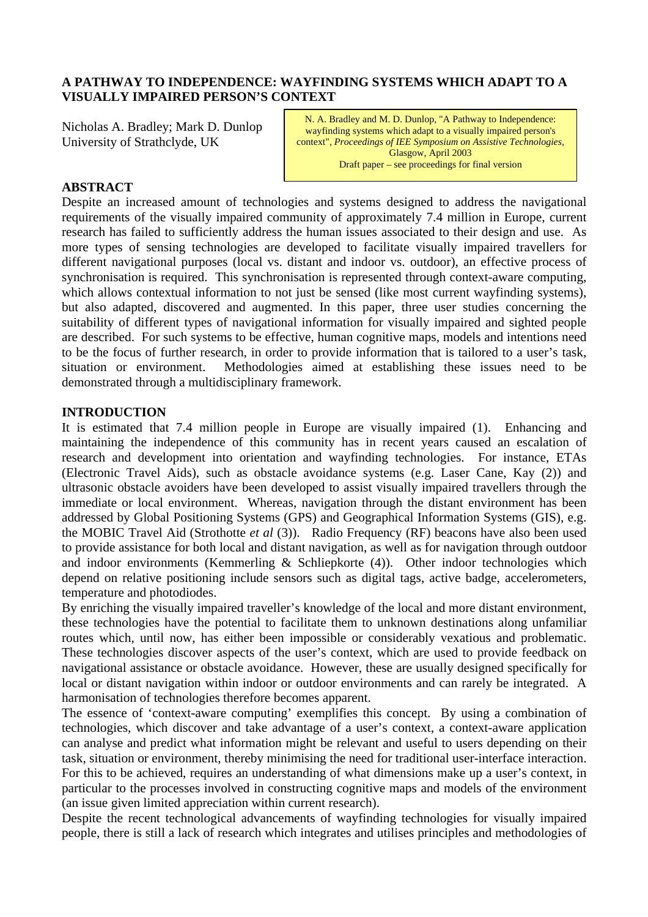# A PATHWAY TO INDEPENDENCE: WAYFINDING SYSTEMS WHICH ADAPT TO A VISUALLY IMPAIRED PERSON'S CONTEXT

Nicholas A. Bradley; Mark D. Dunlop
University of Strathclyde, UK

> N. A. Bradley and M. D. Dunlop, "A Pathway to Independence: wayfinding systems which adapt to a visually impaired person's context", *Proceedings of IEE Symposium on Assistive Technologies*, Glasgow, April 2003
> Draft paper – see proceedings for final version

## ABSTRACT

Despite an increased amount of technologies and systems designed to address the navigational requirements of the visually impaired community of approximately 7.4 million in Europe, current research has failed to sufficiently address the human issues associated to their design and use. As more types of sensing technologies are developed to facilitate visually impaired travellers for different navigational purposes (local vs. distant and indoor vs. outdoor), an effective process of synchronisation is required. This synchronisation is represented through context-aware computing, which allows contextual information to not just be sensed (like most current wayfinding systems), but also adapted, discovered and augmented. In this paper, three user studies concerning the suitability of different types of navigational information for visually impaired and sighted people are described. For such systems to be effective, human cognitive maps, models and intentions need to be the focus of further research, in order to provide information that is tailored to a user's task, situation or environment. Methodologies aimed at establishing these issues need to be demonstrated through a multidisciplinary framework.

## INTRODUCTION

It is estimated that 7.4 million people in Europe are visually impaired (1). Enhancing and maintaining the independence of this community has in recent years caused an escalation of research and development into orientation and wayfinding technologies. For instance, ETAs (Electronic Travel Aids), such as obstacle avoidance systems (e.g. Laser Cane, Kay (2)) and ultrasonic obstacle avoiders have been developed to assist visually impaired travellers through the immediate or local environment. Whereas, navigation through the distant environment has been addressed by Global Positioning Systems (GPS) and Geographical Information Systems (GIS), e.g. the MOBIC Travel Aid (Strothotte *et al* (3)). Radio Frequency (RF) beacons have also been used to provide assistance for both local and distant navigation, as well as for navigation through outdoor and indoor environments (Kemmerling & Schliepkorte (4)). Other indoor technologies which depend on relative positioning include sensors such as digital tags, active badge, accelerometers, temperature and photodiodes.

By enriching the visually impaired traveller's knowledge of the local and more distant environment, these technologies have the potential to facilitate them to unknown destinations along unfamiliar routes which, until now, has either been impossible or considerably vexatious and problematic. These technologies discover aspects of the user's context, which are used to provide feedback on navigational assistance or obstacle avoidance. However, these are usually designed specifically for local or distant navigation within indoor or outdoor environments and can rarely be integrated. A harmonisation of technologies therefore becomes apparent.

The essence of 'context-aware computing' exemplifies this concept. By using a combination of technologies, which discover and take advantage of a user's context, a context-aware application can analyse and predict what information might be relevant and useful to users depending on their task, situation or environment, thereby minimising the need for traditional user-interface interaction. For this to be achieved, requires an understanding of what dimensions make up a user's context, in particular to the processes involved in constructing cognitive maps and models of the environment (an issue given limited appreciation within current research).

Despite the recent technological advancements of wayfinding technologies for visually impaired people, there is still a lack of research which integrates and utilises principles and methodologies of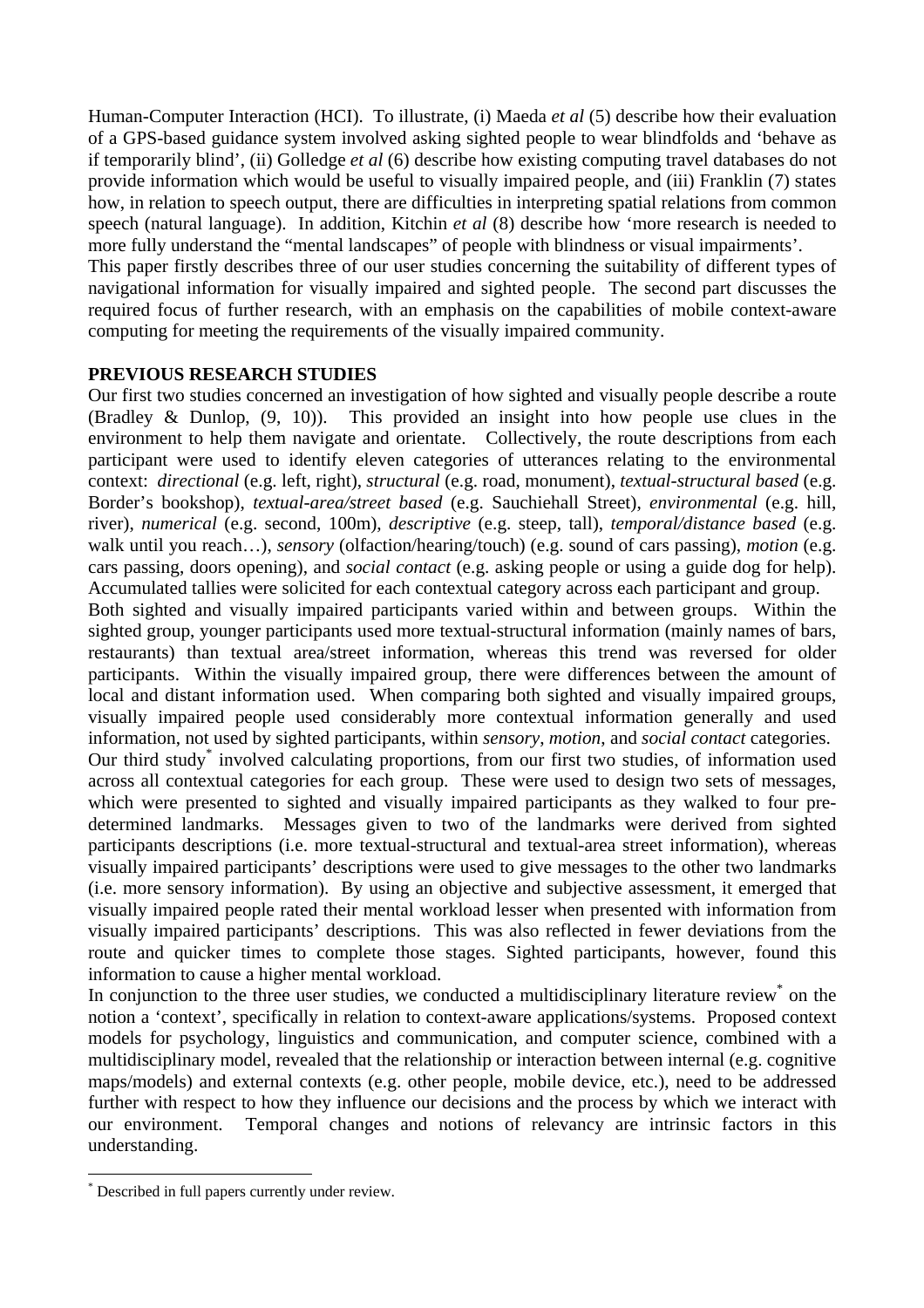Human-Computer Interaction (HCI). To illustrate, (i) Maeda *et al* (5) describe how their evaluation of a GPS-based guidance system involved asking sighted people to wear blindfolds and 'behave as if temporarily blind', (ii) Golledge *et al* (6) describe how existing computing travel databases do not provide information which would be useful to visually impaired people, and (iii) Franklin (7) states how, in relation to speech output, there are difficulties in interpreting spatial relations from common speech (natural language). In addition, Kitchin *et al* (8) describe how 'more research is needed to more fully understand the "mental landscapes" of people with blindness or visual impairments'.

This paper firstly describes three of our user studies concerning the suitability of different types of navigational information for visually impaired and sighted people. The second part discusses the required focus of further research, with an emphasis on the capabilities of mobile context-aware computing for meeting the requirements of the visually impaired community.

## PREVIOUS RESEARCH STUDIES

Our first two studies concerned an investigation of how sighted and visually people describe a route (Bradley & Dunlop, (9, 10)). This provided an insight into how people use clues in the environment to help them navigate and orientate. Collectively, the route descriptions from each participant were used to identify eleven categories of utterances relating to the environmental context: *directional* (e.g. left, right), *structural* (e.g. road, monument), *textual-structural based* (e.g. Border's bookshop), *textual-area/street based* (e.g. Sauchiehall Street), *environmental* (e.g. hill, river), *numerical* (e.g. second, 100m), *descriptive* (e.g. steep, tall), *temporal/distance based* (e.g. walk until you reach…), *sensory* (olfaction/hearing/touch) (e.g. sound of cars passing), *motion* (e.g. cars passing, doors opening), and *social contact* (e.g. asking people or using a guide dog for help). Accumulated tallies were solicited for each contextual category across each participant and group.

Both sighted and visually impaired participants varied within and between groups. Within the sighted group, younger participants used more textual-structural information (mainly names of bars, restaurants) than textual area/street information, whereas this trend was reversed for older participants. Within the visually impaired group, there were differences between the amount of local and distant information used. When comparing both sighted and visually impaired groups, visually impaired people used considerably more contextual information generally and used information, not used by sighted participants, within *sensory*, *motion*, and *social contact* categories.

Our third study* involved calculating proportions, from our first two studies, of information used across all contextual categories for each group. These were used to design two sets of messages, which were presented to sighted and visually impaired participants as they walked to four pre-determined landmarks. Messages given to two of the landmarks were derived from sighted participants descriptions (i.e. more textual-structural and textual-area street information), whereas visually impaired participants' descriptions were used to give messages to the other two landmarks (i.e. more sensory information). By using an objective and subjective assessment, it emerged that visually impaired people rated their mental workload lesser when presented with information from visually impaired participants' descriptions. This was also reflected in fewer deviations from the route and quicker times to complete those stages. Sighted participants, however, found this information to cause a higher mental workload.

In conjunction to the three user studies, we conducted a multidisciplinary literature review* on the notion a 'context', specifically in relation to context-aware applications/systems. Proposed context models for psychology, linguistics and communication, and computer science, combined with a multidisciplinary model, revealed that the relationship or interaction between internal (e.g. cognitive maps/models) and external contexts (e.g. other people, mobile device, etc.), need to be addressed further with respect to how they influence our decisions and the process by which we interact with our environment. Temporal changes and notions of relevancy are intrinsic factors in this understanding.

* Described in full papers currently under review.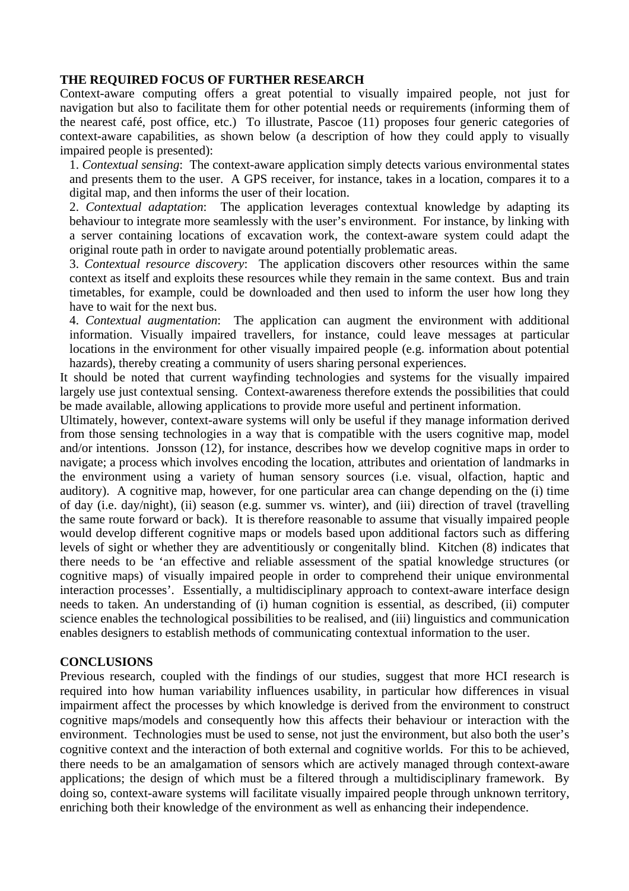## THE REQUIRED FOCUS OF FURTHER RESEARCH

Context-aware computing offers a great potential to visually impaired people, not just for navigation but also to facilitate them for other potential needs or requirements (informing them of the nearest café, post office, etc.) To illustrate, Pascoe (11) proposes four generic categories of context-aware capabilities, as shown below (a description of how they could apply to visually impaired people is presented):

1. *Contextual sensing*: The context-aware application simply detects various environmental states and presents them to the user. A GPS receiver, for instance, takes in a location, compares it to a digital map, and then informs the user of their location.
2. *Contextual adaptation*: The application leverages contextual knowledge by adapting its behaviour to integrate more seamlessly with the user's environment. For instance, by linking with a server containing locations of excavation work, the context-aware system could adapt the original route path in order to navigate around potentially problematic areas.
3. *Contextual resource discovery*: The application discovers other resources within the same context as itself and exploits these resources while they remain in the same context. Bus and train timetables, for example, could be downloaded and then used to inform the user how long they have to wait for the next bus.
4. *Contextual augmentation*: The application can augment the environment with additional information. Visually impaired travellers, for instance, could leave messages at particular locations in the environment for other visually impaired people (e.g. information about potential hazards), thereby creating a community of users sharing personal experiences.

It should be noted that current wayfinding technologies and systems for the visually impaired largely use just contextual sensing. Context-awareness therefore extends the possibilities that could be made available, allowing applications to provide more useful and pertinent information.

Ultimately, however, context-aware systems will only be useful if they manage information derived from those sensing technologies in a way that is compatible with the users cognitive map, model and/or intentions. Jonsson (12), for instance, describes how we develop cognitive maps in order to navigate; a process which involves encoding the location, attributes and orientation of landmarks in the environment using a variety of human sensory sources (i.e. visual, olfaction, haptic and auditory). A cognitive map, however, for one particular area can change depending on the (i) time of day (i.e. day/night), (ii) season (e.g. summer vs. winter), and (iii) direction of travel (travelling the same route forward or back). It is therefore reasonable to assume that visually impaired people would develop different cognitive maps or models based upon additional factors such as differing levels of sight or whether they are adventitiously or congenitally blind. Kitchen (8) indicates that there needs to be 'an effective and reliable assessment of the spatial knowledge structures (or cognitive maps) of visually impaired people in order to comprehend their unique environmental interaction processes'. Essentially, a multidisciplinary approach to context-aware interface design needs to taken. An understanding of (i) human cognition is essential, as described, (ii) computer science enables the technological possibilities to be realised, and (iii) linguistics and communication enables designers to establish methods of communicating contextual information to the user.

## CONCLUSIONS

Previous research, coupled with the findings of our studies, suggest that more HCI research is required into how human variability influences usability, in particular how differences in visual impairment affect the processes by which knowledge is derived from the environment to construct cognitive maps/models and consequently how this affects their behaviour or interaction with the environment. Technologies must be used to sense, not just the environment, but also both the user's cognitive context and the interaction of both external and cognitive worlds. For this to be achieved, there needs to be an amalgamation of sensors which are actively managed through context-aware applications; the design of which must be a filtered through a multidisciplinary framework. By doing so, context-aware systems will facilitate visually impaired people through unknown territory, enriching both their knowledge of the environment as well as enhancing their independence.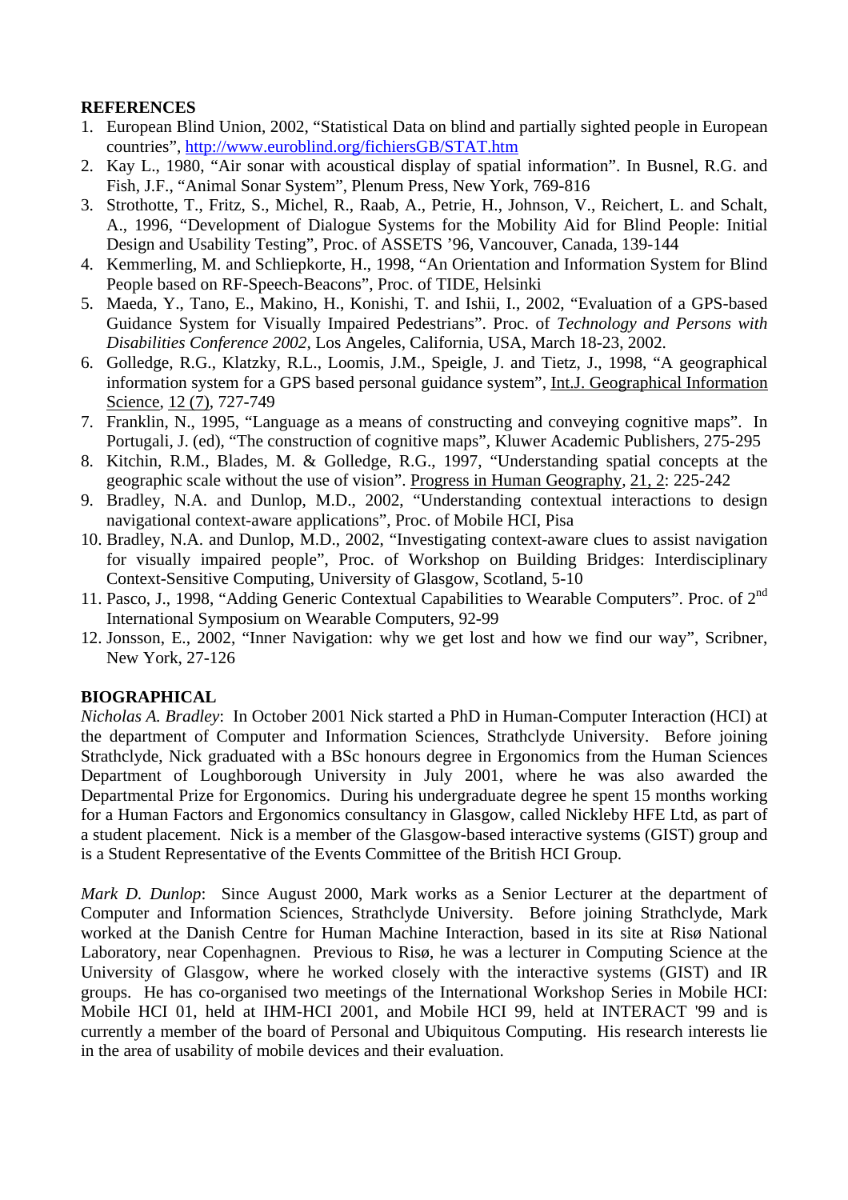**REFERENCES**

1. European Blind Union, 2002, "Statistical Data on blind and partially sighted people in European countries", http://www.euroblind.org/fichiersGB/STAT.htm
2. Kay L., 1980, "Air sonar with acoustical display of spatial information". In Busnel, R.G. and Fish, J.F., "Animal Sonar System", Plenum Press, New York, 769-816
3. Strothotte, T., Fritz, S., Michel, R., Raab, A., Petrie, H., Johnson, V., Reichert, L. and Schalt, A., 1996, "Development of Dialogue Systems for the Mobility Aid for Blind People: Initial Design and Usability Testing", Proc. of ASSETS '96, Vancouver, Canada, 139-144
4. Kemmerling, M. and Schliepkorte, H., 1998, "An Orientation and Information System for Blind People based on RF-Speech-Beacons", Proc. of TIDE, Helsinki
5. Maeda, Y., Tano, E., Makino, H., Konishi, T. and Ishii, I., 2002, "Evaluation of a GPS-based Guidance System for Visually Impaired Pedestrians". Proc. of *Technology and Persons with Disabilities Conference 2002*, Los Angeles, California, USA, March 18-23, 2002.
6. Golledge, R.G., Klatzky, R.L., Loomis, J.M., Speigle, J. and Tietz, J., 1998, "A geographical information system for a GPS based personal guidance system", Int.J. Geographical Information Science, 12 (7), 727-749
7. Franklin, N., 1995, "Language as a means of constructing and conveying cognitive maps". In Portugali, J. (ed), "The construction of cognitive maps", Kluwer Academic Publishers, 275-295
8. Kitchin, R.M., Blades, M. & Golledge, R.G., 1997, "Understanding spatial concepts at the geographic scale without the use of vision". Progress in Human Geography, 21, 2: 225-242
9. Bradley, N.A. and Dunlop, M.D., 2002, "Understanding contextual interactions to design navigational context-aware applications", Proc. of Mobile HCI, Pisa
10. Bradley, N.A. and Dunlop, M.D., 2002, "Investigating context-aware clues to assist navigation for visually impaired people", Proc. of Workshop on Building Bridges: Interdisciplinary Context-Sensitive Computing, University of Glasgow, Scotland, 5-10
11. Pasco, J., 1998, "Adding Generic Contextual Capabilities to Wearable Computers". Proc. of 2nd International Symposium on Wearable Computers, 92-99
12. Jonsson, E., 2002, "Inner Navigation: why we get lost and how we find our way", Scribner, New York, 27-126

**BIOGRAPHICAL**

*Nicholas A. Bradley*: In October 2001 Nick started a PhD in Human-Computer Interaction (HCI) at the department of Computer and Information Sciences, Strathclyde University. Before joining Strathclyde, Nick graduated with a BSc honours degree in Ergonomics from the Human Sciences Department of Loughborough University in July 2001, where he was also awarded the Departmental Prize for Ergonomics. During his undergraduate degree he spent 15 months working for a Human Factors and Ergonomics consultancy in Glasgow, called Nickleby HFE Ltd, as part of a student placement. Nick is a member of the Glasgow-based interactive systems (GIST) group and is a Student Representative of the Events Committee of the British HCI Group.

*Mark D. Dunlop*: Since August 2000, Mark works as a Senior Lecturer at the department of Computer and Information Sciences, Strathclyde University. Before joining Strathclyde, Mark worked at the Danish Centre for Human Machine Interaction, based in its site at Risø National Laboratory, near Copenhagnen. Previous to Risø, he was a lecturer in Computing Science at the University of Glasgow, where he worked closely with the interactive systems (GIST) and IR groups. He has co-organised two meetings of the International Workshop Series in Mobile HCI: Mobile HCI 01, held at IHM-HCI 2001, and Mobile HCI 99, held at INTERACT '99 and is currently a member of the board of Personal and Ubiquitous Computing. His research interests lie in the area of usability of mobile devices and their evaluation.